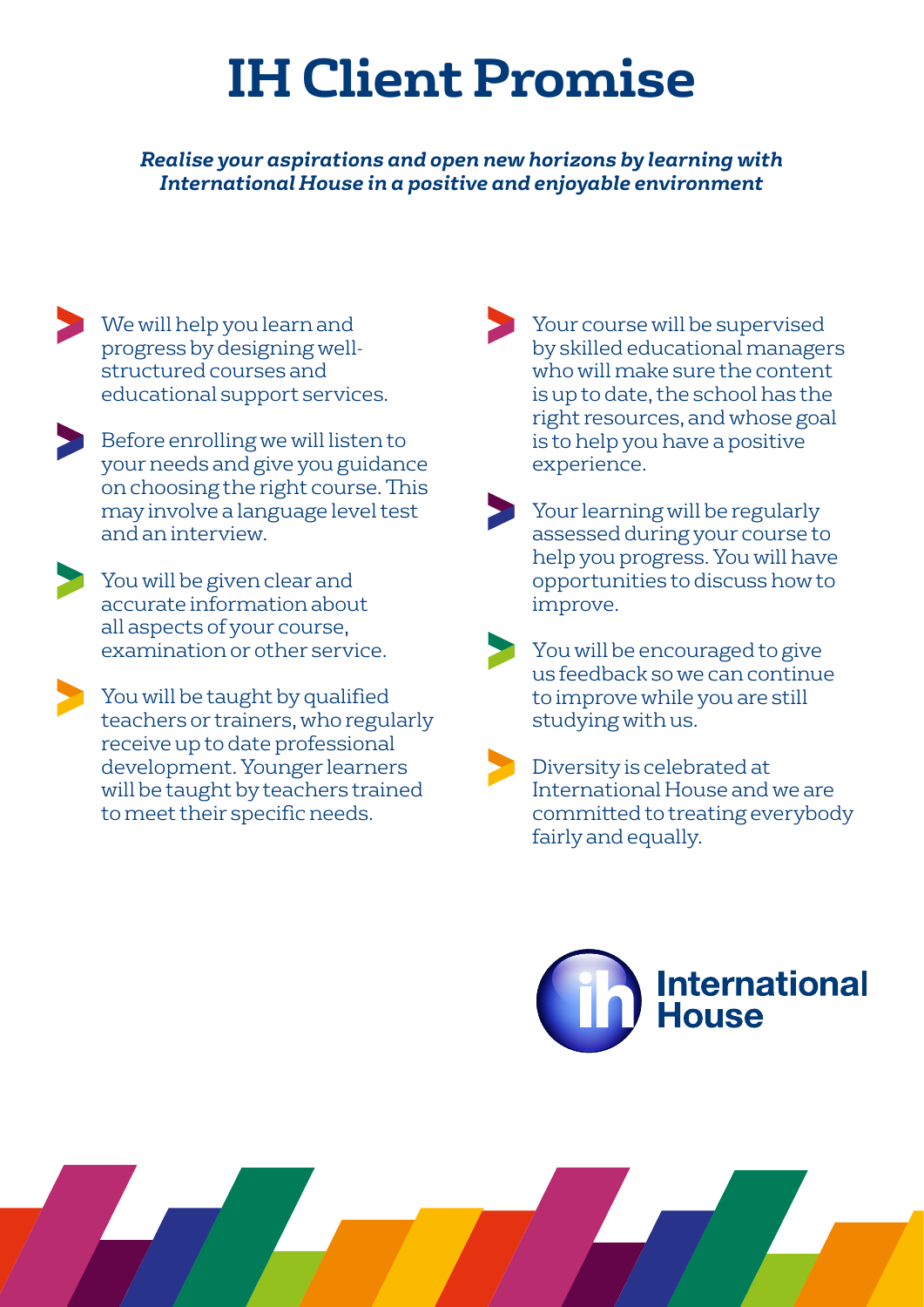# IH Client Promise

***Realise your aspirations and open new horizons by learning with International House in a positive and enjoyable environment***

- We will help you learn and progress by designing well-structured courses and educational support services.
- Before enrolling we will listen to your needs and give you guidance on choosing the right course. This may involve a language level test and an interview.
- You will be given clear and accurate information about all aspects of your course, examination or other service.
- You will be taught by qualified teachers or trainers, who regularly receive up to date professional development. Younger learners will be taught by teachers trained to meet their specific needs.
- Your course will be supervised by skilled educational managers who will make sure the content is up to date, the school has the right resources, and whose goal is to help you have a positive experience.
- Your learning will be regularly assessed during your course to help you progress. You will have opportunities to discuss how to improve.
- You will be encouraged to give us feedback so we can continue to improve while you are still studying with us.
- Diversity is celebrated at International House and we are committed to treating everybody fairly and equally.

International House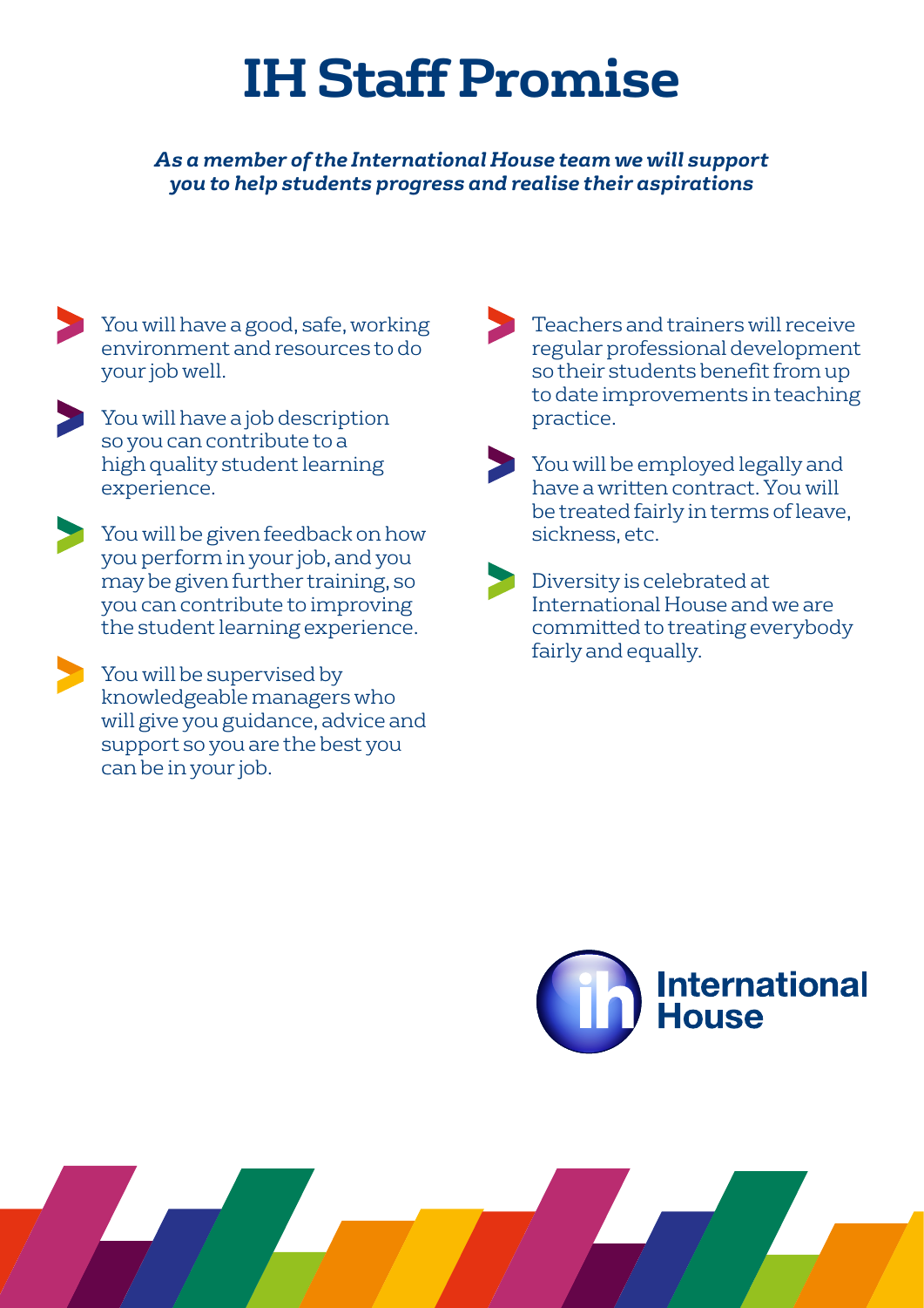# IH Staff Promise

***As a member of the International House team we will support you to help students progress and realise their aspirations***

- You will have a good, safe, working environment and resources to do your job well.
- You will have a job description so you can contribute to a high quality student learning experience.
- You will be given feedback on how you perform in your job, and you may be given further training, so you can contribute to improving the student learning experience.
- You will be supervised by knowledgeable managers who will give you guidance, advice and support so you are the best you can be in your job.
- Teachers and trainers will receive regular professional development so their students benefit from up to date improvements in teaching practice.
- You will be employed legally and have a written contract. You will be treated fairly in terms of leave, sickness, etc.
- Diversity is celebrated at International House and we are committed to treating everybody fairly and equally.

International House